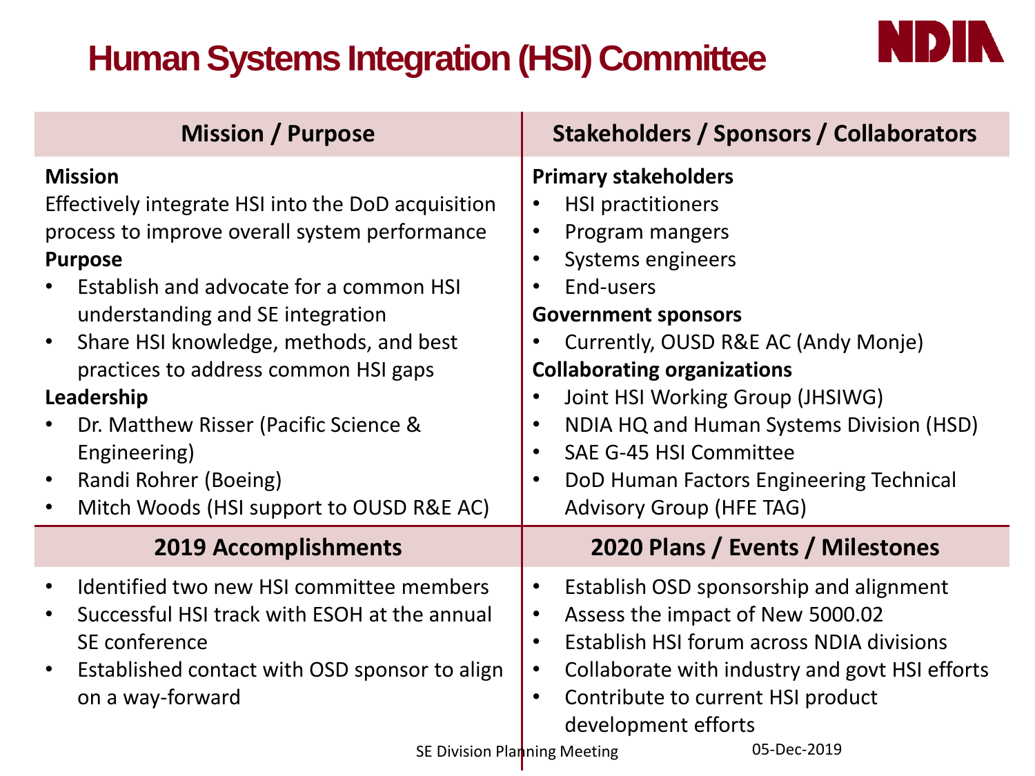# Human Systems Integration (HSI) Committee

NDIA

## Mission / Purpose

**Mission**

Effectively integrate HSI into the DoD acquisition process to improve overall system performance

**Purpose**

- Establish and advocate for a common HSI understanding and SE integration
- Share HSI knowledge, methods, and best practices to address common HSI gaps

**Leadership**

- Dr. Matthew Risser (Pacific Science & Engineering)
- Randi Rohrer (Boeing)
- Mitch Woods (HSI support to OUSD R&E AC)

## Stakeholders / Sponsors / Collaborators

**Primary stakeholders**

- HSI practitioners
- Program mangers
- Systems engineers
- End-users

**Government sponsors**

- Currently, OUSD R&E AC (Andy Monje)

**Collaborating organizations**

- Joint HSI Working Group (JHSIWG)
- NDIA HQ and Human Systems Division (HSD)
- SAE G-45 HSI Committee
- DoD Human Factors Engineering Technical Advisory Group (HFE TAG)

## 2019 Accomplishments

- Identified two new HSI committee members
- Successful HSI track with ESOH at the annual SE conference
- Established contact with OSD sponsor to align on a way-forward

## 2020 Plans / Events / Milestones

- Establish OSD sponsorship and alignment
- Assess the impact of New 5000.02
- Establish HSI forum across NDIA divisions
- Collaborate with industry and govt HSI efforts
- Contribute to current HSI product development efforts

SE Division Planning Meeting 05-Dec-2019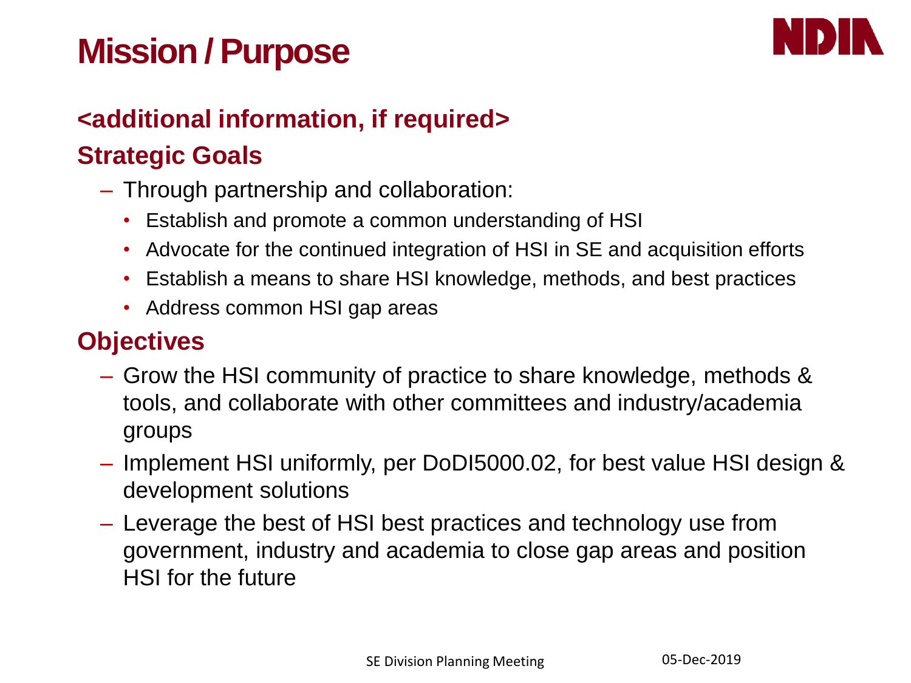# Mission / Purpose

## <additional information, if required>

## Strategic Goals

- Through partnership and collaboration:
  - Establish and promote a common understanding of HSI
  - Advocate for the continued integration of HSI in SE and acquisition efforts
  - Establish a means to share HSI knowledge, methods, and best practices
  - Address common HSI gap areas

## Objectives

- Grow the HSI community of practice to share knowledge, methods & tools, and collaborate with other committees and industry/academia groups
- Implement HSI uniformly, per DoDI5000.02, for best value HSI design & development solutions
- Leverage the best of HSI best practices and technology use from government, industry and academia to close gap areas and position HSI for the future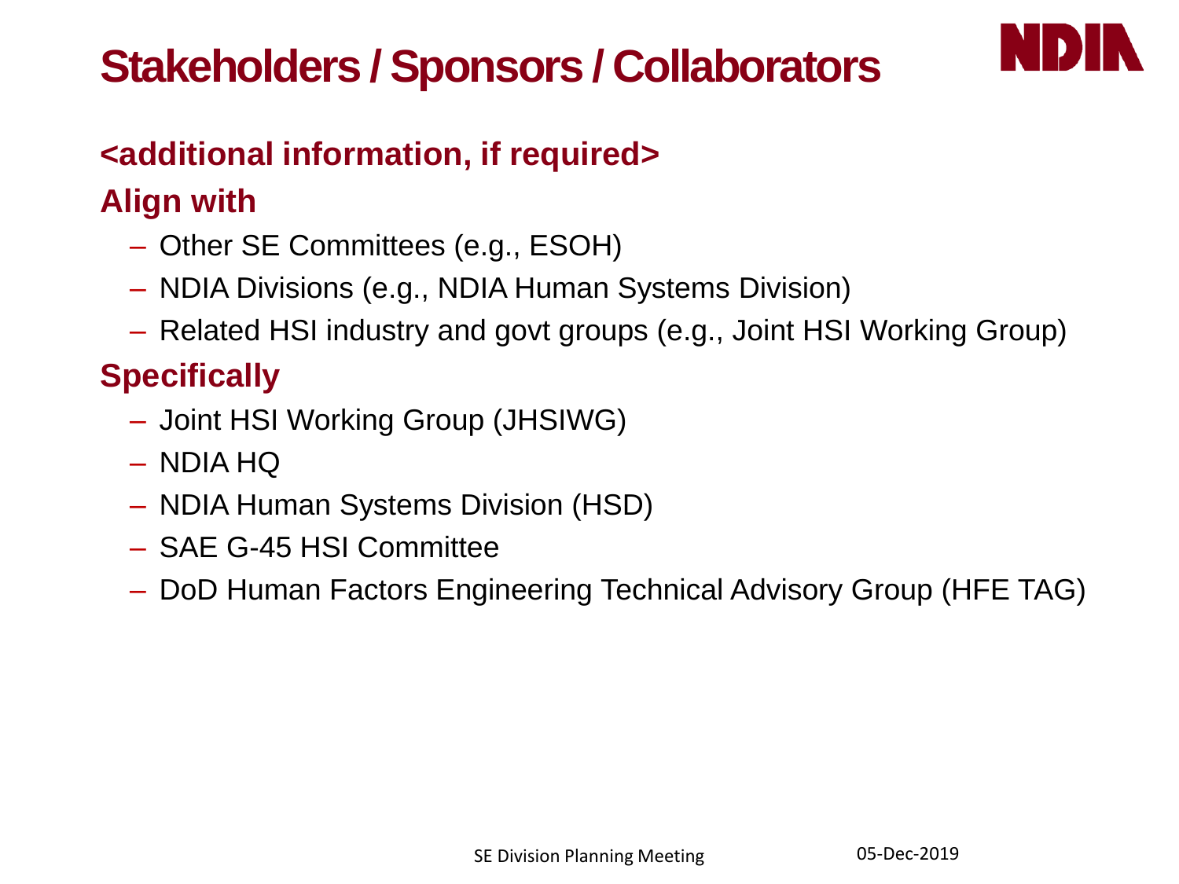# Stakeholders / Sponsors / Collaborators

**<additional information, if required>**

**Align with**

- Other SE Committees (e.g., ESOH)
- NDIA Divisions (e.g., NDIA Human Systems Division)
- Related HSI industry and govt groups (e.g., Joint HSI Working Group)

**Specifically**

- Joint HSI Working Group (JHSIWG)
- NDIA HQ
- NDIA Human Systems Division (HSD)
- SAE G-45 HSI Committee
- DoD Human Factors Engineering Technical Advisory Group (HFE TAG)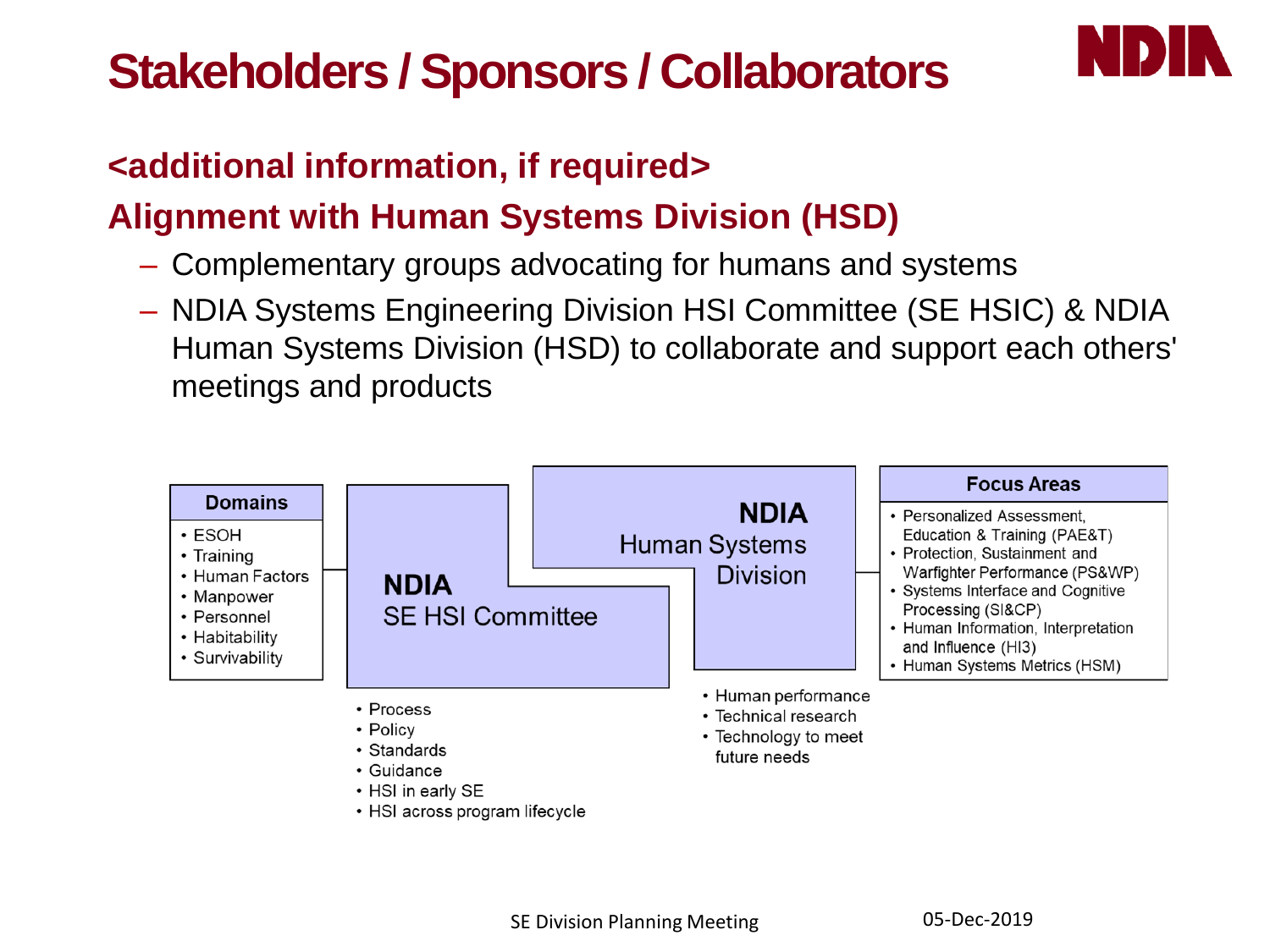# Stakeholders / Sponsors / Collaborators

## <additional information, if required>

## Alignment with Human Systems Division (HSD)

- Complementary groups advocating for humans and systems
- NDIA Systems Engineering Division HSI Committee (SE HSIC) & NDIA Human Systems Division (HSD) to collaborate and support each others' meetings and products

**Domains**

- ESOH
- Training
- Human Factors
- Manpower
- Personnel
- Habitability
- Survivability

**NDIA** SE HSI Committee

- Process
- Policy
- Standards
- Guidance
- HSI in early SE
- HSI across program lifecycle

**NDIA** Human Systems Division

- Human performance
- Technical research
- Technology to meet future needs

**Focus Areas**

- Personalized Assessment, Education & Training (PAE&T)
- Protection, Sustainment and Warfighter Performance (PS&WP)
- Systems Interface and Cognitive Processing (SI&CP)
- Human Information, Interpretation and Influence (HI3)
- Human Systems Metrics (HSM)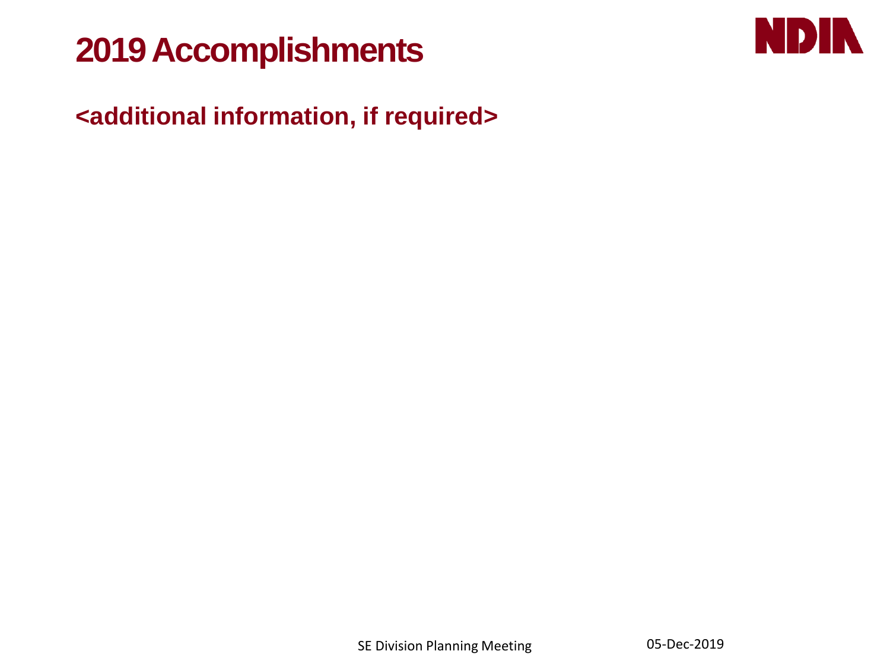# 2019 Accomplishments

**<additional information, if required>**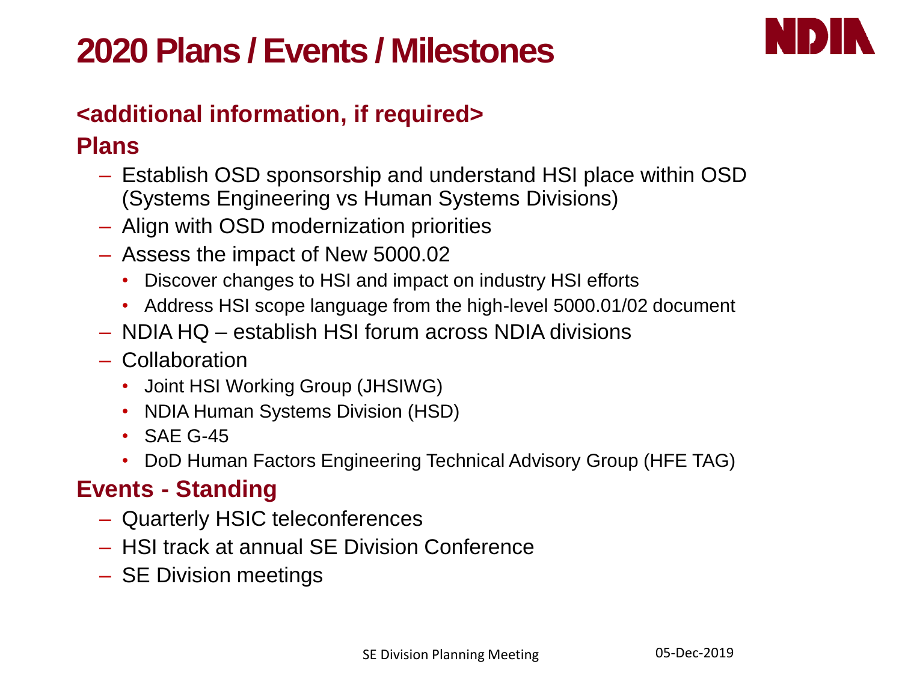# 2020 Plans / Events / Milestones

### <additional information, if required>

### Plans

- Establish OSD sponsorship and understand HSI place within OSD (Systems Engineering vs Human Systems Divisions)
- Align with OSD modernization priorities
- Assess the impact of New 5000.02
  - Discover changes to HSI and impact on industry HSI efforts
  - Address HSI scope language from the high-level 5000.01/02 document
- NDIA HQ – establish HSI forum across NDIA divisions
- Collaboration
  - Joint HSI Working Group (JHSIWG)
  - NDIA Human Systems Division (HSD)
  - SAE G-45
  - DoD Human Factors Engineering Technical Advisory Group (HFE TAG)

### Events - Standing

- Quarterly HSIC teleconferences
- HSI track at annual SE Division Conference
- SE Division meetings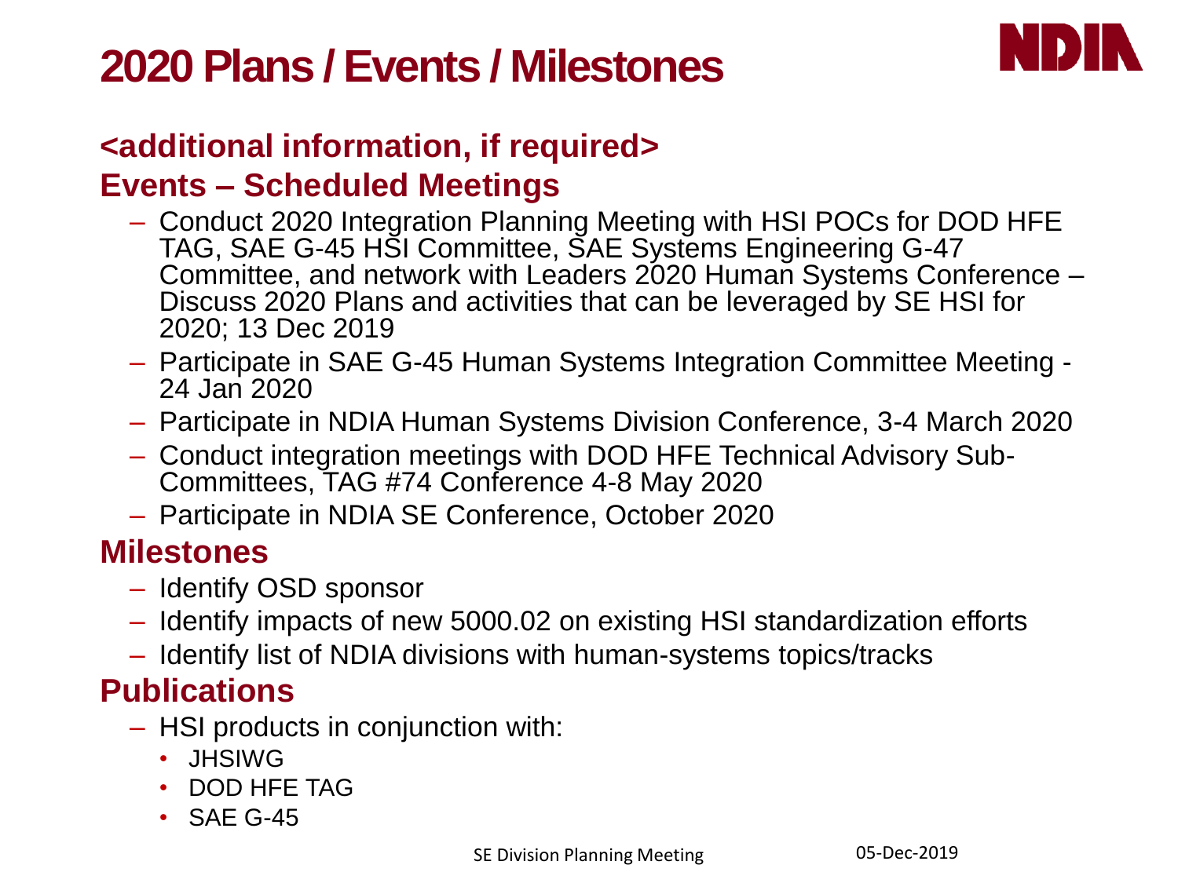# 2020 Plans / Events / Milestones

**<additional information, if required>**

## Events – Scheduled Meetings

- Conduct 2020 Integration Planning Meeting with HSI POCs for DOD HFE TAG, SAE G-45 HSI Committee, SAE Systems Engineering G-47 Committee, and network with Leaders 2020 Human Systems Conference – Discuss 2020 Plans and activities that can be leveraged by SE HSI for 2020; 13 Dec 2019
- Participate in SAE G-45 Human Systems Integration Committee Meeting - 24 Jan 2020
- Participate in NDIA Human Systems Division Conference, 3-4 March 2020
- Conduct integration meetings with DOD HFE Technical Advisory Sub-Committees, TAG #74 Conference 4-8 May 2020
- Participate in NDIA SE Conference, October 2020

## Milestones

- Identify OSD sponsor
- Identify impacts of new 5000.02 on existing HSI standardization efforts
- Identify list of NDIA divisions with human-systems topics/tracks

## Publications

- HSI products in conjunction with:
  - JHSIWG
  - DOD HFE TAG
  - SAE G-45